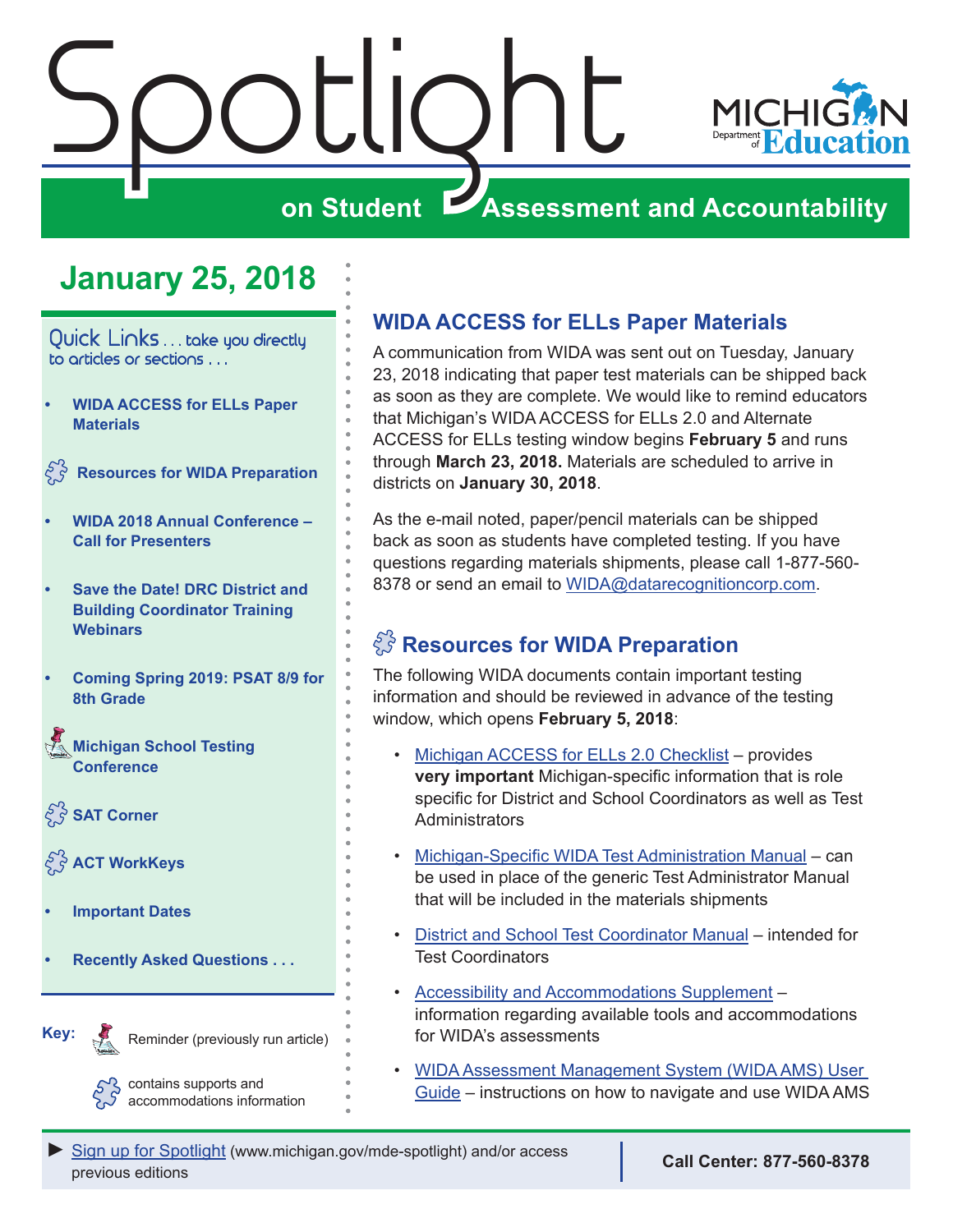# Spotlight on Student Assessment and Accountability

Michigan Department of Education

## January 25, 2018

**Quick Links . . . take you directly to articles or sections . . .**

- **WIDA ACCESS for ELLs Paper Materials**
- **Resources for WIDA Preparation**
- **WIDA 2018 Annual Conference – Call for Presenters**
- **Save the Date! DRC District and Building Coordinator Training Webinars**
- **Coming Spring 2019: PSAT 8/9 for 8th Grade**
- **Michigan School Testing Conference**
- **SAT Corner**
- **ACT WorkKeys**
- **Important Dates**
- **Recently Asked Questions . . .**

**Key:**

Reminder (previously run article)

contains supports and accommodations information

## WIDA ACCESS for ELLs Paper Materials

A communication from WIDA was sent out on Tuesday, January 23, 2018 indicating that paper test materials can be shipped back as soon as they are complete. We would like to remind educators that Michigan's WIDA ACCESS for ELLs 2.0 and Alternate ACCESS for ELLs testing window begins **February 5** and runs through **March 23, 2018.** Materials are scheduled to arrive in districts on **January 30, 2018**.

As the e-mail noted, paper/pencil materials can be shipped back as soon as students have completed testing. If you have questions regarding materials shipments, please call 1-877-560-8378 or send an email to WIDA@datarecognitioncorp.com.

## Resources for WIDA Preparation

The following WIDA documents contain important testing information and should be reviewed in advance of the testing window, which opens **February 5, 2018**:

- Michigan ACCESS for ELLs 2.0 Checklist – provides **very important** Michigan-specific information that is role specific for District and School Coordinators as well as Test Administrators
- Michigan-Specific WIDA Test Administration Manual – can be used in place of the generic Test Administrator Manual that will be included in the materials shipments
- District and School Test Coordinator Manual – intended for Test Coordinators
- Accessibility and Accommodations Supplement – information regarding available tools and accommodations for WIDA's assessments
- WIDA Assessment Management System (WIDA AMS) User Guide – instructions on how to navigate and use WIDA AMS

► Sign up for Spotlight (www.michigan.gov/mde-spotlight) and/or access previous editions

**Call Center: 877-560-8378**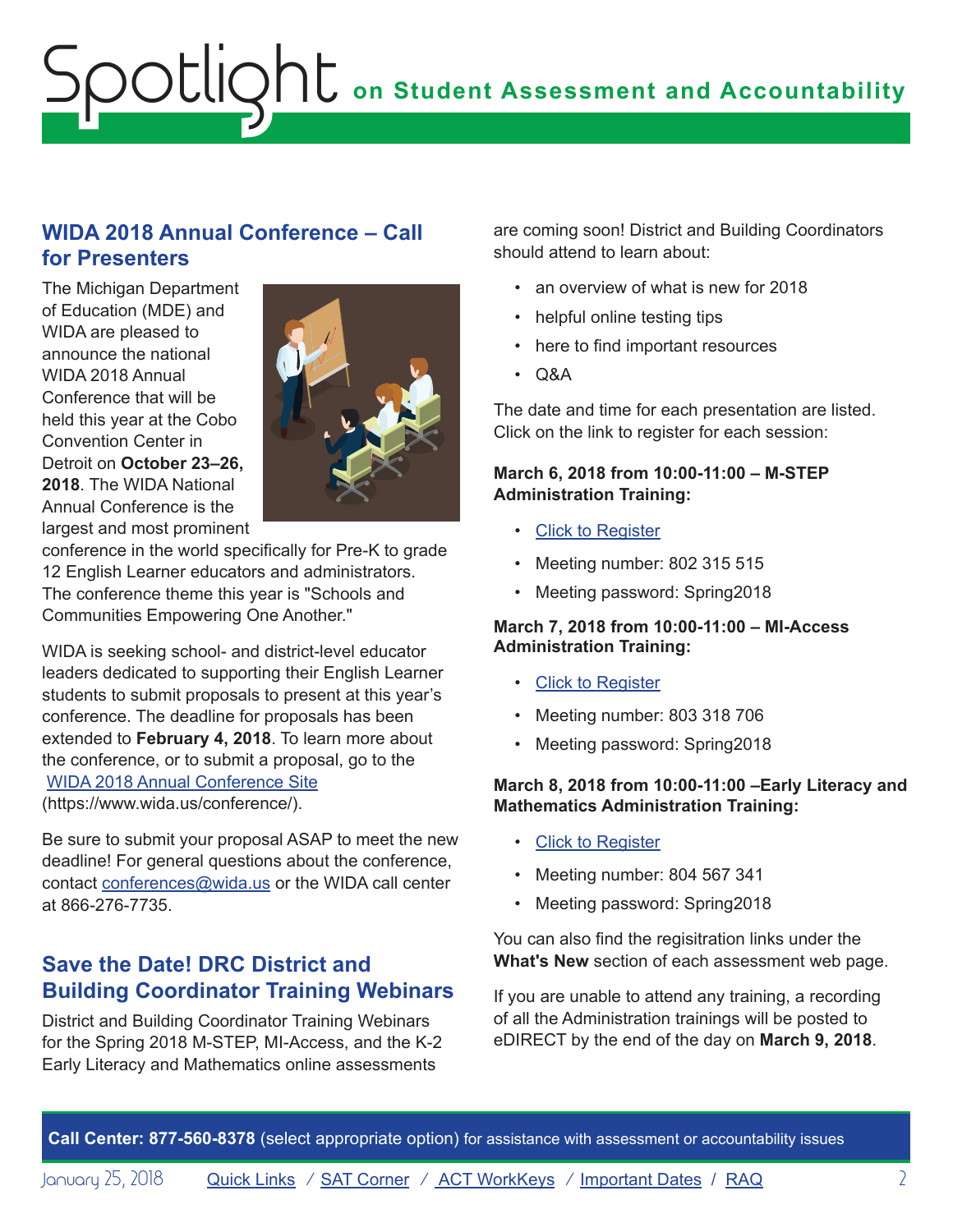## WIDA 2018 Annual Conference – Call for Presenters

The Michigan Department of Education (MDE) and WIDA are pleased to announce the national WIDA 2018 Annual Conference that will be held this year at the Cobo Convention Center in Detroit on **October 23–26, 2018**. The WIDA National Annual Conference is the largest and most prominent conference in the world specifically for Pre-K to grade 12 English Learner educators and administrators. The conference theme this year is "Schools and Communities Empowering One Another."

WIDA is seeking school- and district-level educator leaders dedicated to supporting their English Learner students to submit proposals to present at this year's conference. The deadline for proposals has been extended to **February 4, 2018**. To learn more about the conference, or to submit a proposal, go to the [WIDA 2018 Annual Conference Site](https://www.wida.us/conference/) (https://www.wida.us/conference/).

Be sure to submit your proposal ASAP to meet the new deadline! For general questions about the conference, contact conferences@wida.us or the WIDA call center at 866-276-7735.

## Save the Date! DRC District and Building Coordinator Training Webinars

District and Building Coordinator Training Webinars for the Spring 2018 M-STEP, MI-Access, and the K-2 Early Literacy and Mathematics online assessments are coming soon! District and Building Coordinators should attend to learn about:

- an overview of what is new for 2018
- helpful online testing tips
- here to find important resources
- Q&A

The date and time for each presentation are listed. Click on the link to register for each session:

**March 6, 2018 from 10:00-11:00 – M-STEP Administration Training:**

- Click to Register
- Meeting number: 802 315 515
- Meeting password: Spring2018

**March 7, 2018 from 10:00-11:00 – MI-Access Administration Training:**

- Click to Register
- Meeting number: 803 318 706
- Meeting password: Spring2018

**March 8, 2018 from 10:00-11:00 –Early Literacy and Mathematics Administration Training:**

- Click to Register
- Meeting number: 804 567 341
- Meeting password: Spring2018

You can also find the regisitration links under the **What's New** section of each assessment web page.

If you are unable to attend any training, a recording of all the Administration trainings will be posted to eDIRECT by the end of the day on **March 9, 2018**.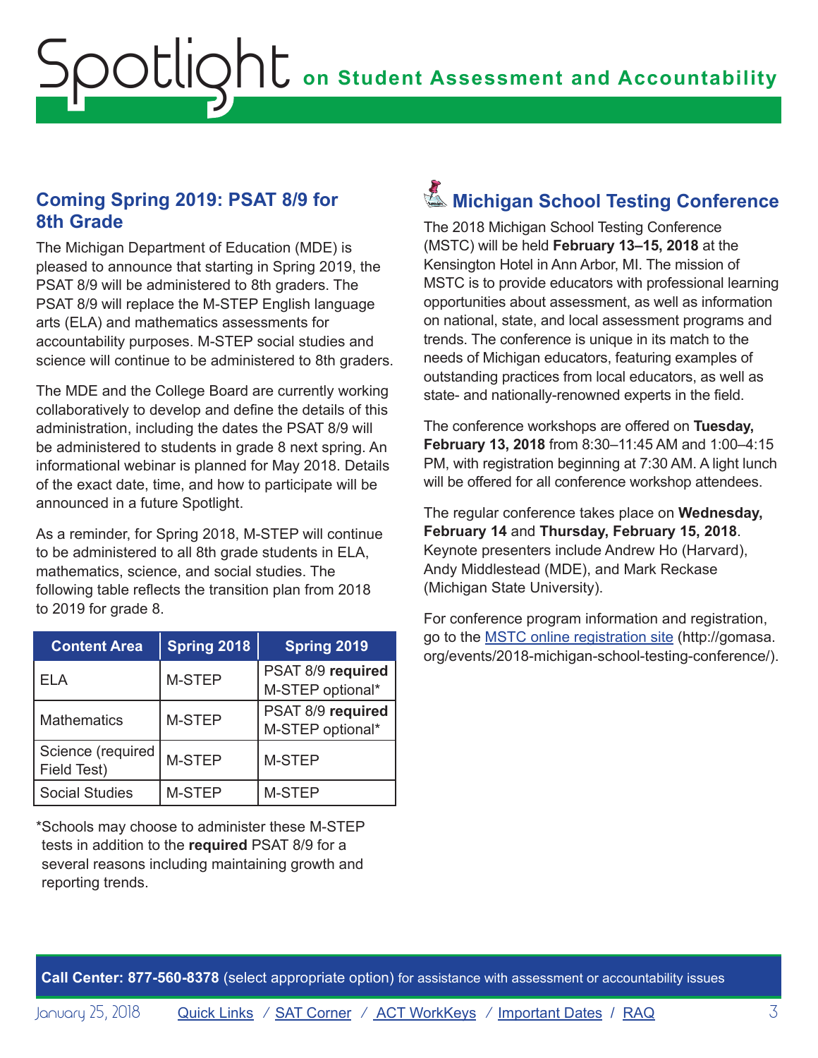## Coming Spring 2019: PSAT 8/9 for 8th Grade

The Michigan Department of Education (MDE) is pleased to announce that starting in Spring 2019, the PSAT 8/9 will be administered to 8th graders. The PSAT 8/9 will replace the M-STEP English language arts (ELA) and mathematics assessments for accountability purposes. M-STEP social studies and science will continue to be administered to 8th graders.

The MDE and the College Board are currently working collaboratively to develop and define the details of this administration, including the dates the PSAT 8/9 will be administered to students in grade 8 next spring. An informational webinar is planned for May 2018. Details of the exact date, time, and how to participate will be announced in a future Spotlight.

As a reminder, for Spring 2018, M-STEP will continue to be administered to all 8th grade students in ELA, mathematics, science, and social studies. The following table reflects the transition plan from 2018 to 2019 for grade 8.

| Content Area | Spring 2018 | Spring 2019 |
|---|---|---|
| ELA | M-STEP | PSAT 8/9 **required** M-STEP optional* |
| Mathematics | M-STEP | PSAT 8/9 **required** M-STEP optional* |
| Science (required Field Test) | M-STEP | M-STEP |
| Social Studies | M-STEP | M-STEP |

*Schools may choose to administer these M-STEP tests in addition to the **required** PSAT 8/9 for a several reasons including maintaining growth and reporting trends.

## Michigan School Testing Conference

The 2018 Michigan School Testing Conference (MSTC) will be held **February 13–15, 2018** at the Kensington Hotel in Ann Arbor, MI. The mission of MSTC is to provide educators with professional learning opportunities about assessment, as well as information on national, state, and local assessment programs and trends. The conference is unique in its match to the needs of Michigan educators, featuring examples of outstanding practices from local educators, as well as state- and nationally-renowned experts in the field.

The conference workshops are offered on **Tuesday, February 13, 2018** from 8:30–11:45 AM and 1:00–4:15 PM, with registration beginning at 7:30 AM. A light lunch will be offered for all conference workshop attendees.

The regular conference takes place on **Wednesday, February 14** and **Thursday, February 15, 2018**. Keynote presenters include Andrew Ho (Harvard), Andy Middlestead (MDE), and Mark Reckase (Michigan State University).

For conference program information and registration, go to the [MSTC online registration site](http://gomasa.org/events/2018-michigan-school-testing-conference/) (http://gomasa.org/events/2018-michigan-school-testing-conference/).

**Call Center: 877-560-8378** (select appropriate option) for assistance with assessment or accountability issues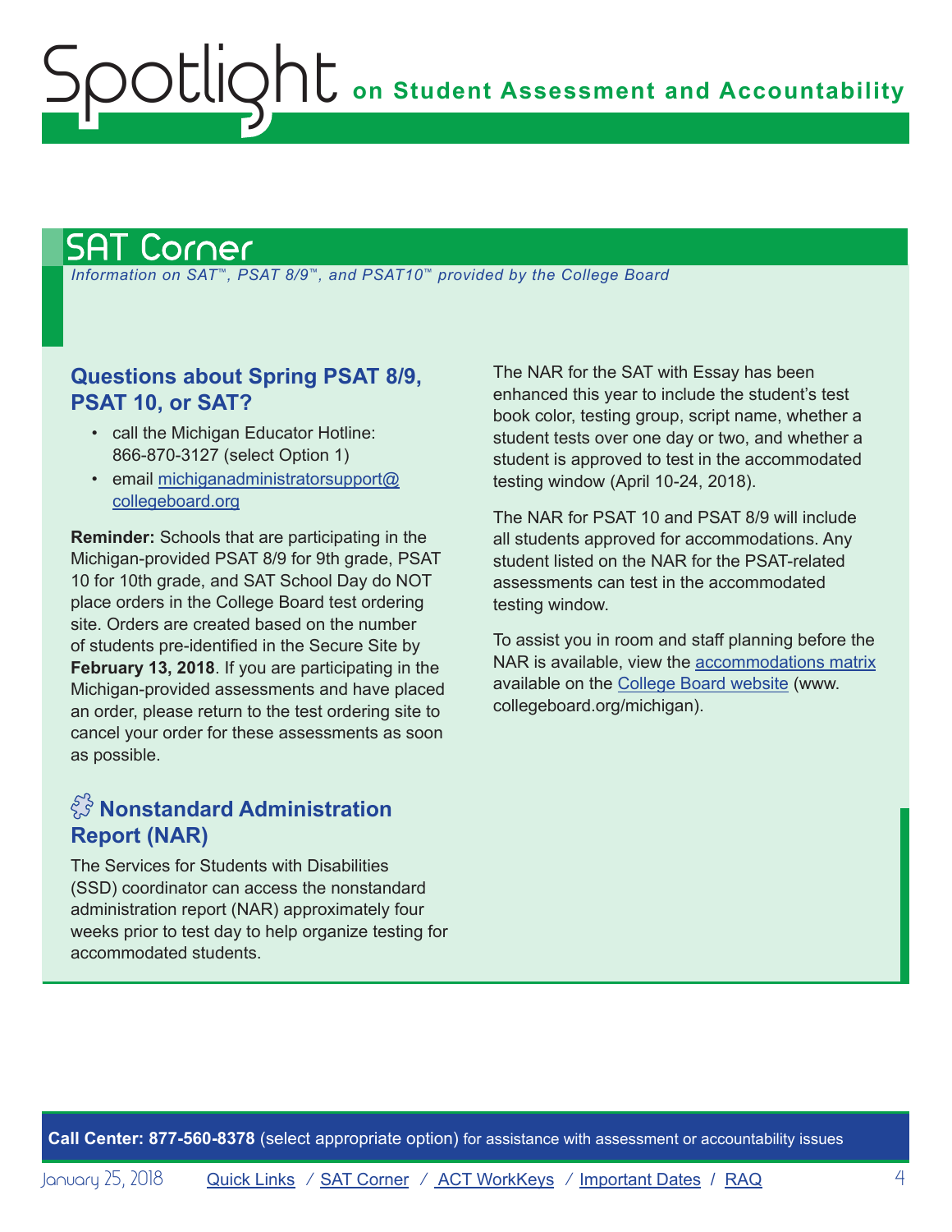## SAT Corner

*Information on SAT™, PSAT 8/9™, and PSAT10™ provided by the College Board*

### Questions about Spring PSAT 8/9, PSAT 10, or SAT?

- call the Michigan Educator Hotline: 866-870-3127 (select Option 1)
- email [michiganadministratorsupport@collegeboard.org](mailto:michiganadministratorsupport@collegeboard.org)

**Reminder:** Schools that are participating in the Michigan-provided PSAT 8/9 for 9th grade, PSAT 10 for 10th grade, and SAT School Day do NOT place orders in the College Board test ordering site. Orders are created based on the number of students pre-identified in the Secure Site by **February 13, 2018**. If you are participating in the Michigan-provided assessments and have placed an order, please return to the test ordering site to cancel your order for these assessments as soon as possible.

### Nonstandard Administration Report (NAR)

The Services for Students with Disabilities (SSD) coordinator can access the nonstandard administration report (NAR) approximately four weeks prior to test day to help organize testing for accommodated students.

The NAR for the SAT with Essay has been enhanced this year to include the student's test book color, testing group, script name, whether a student tests over one day or two, and whether a student is approved to test in the accommodated testing window (April 10-24, 2018).

The NAR for PSAT 10 and PSAT 8/9 will include all students approved for accommodations. Any student listed on the NAR for the PSAT-related assessments can test in the accommodated testing window.

To assist you in room and staff planning before the NAR is available, view the accommodations matrix available on the College Board website (www.collegeboard.org/michigan).

**Call Center: 877-560-8378** (select appropriate option) for assistance with assessment or accountability issues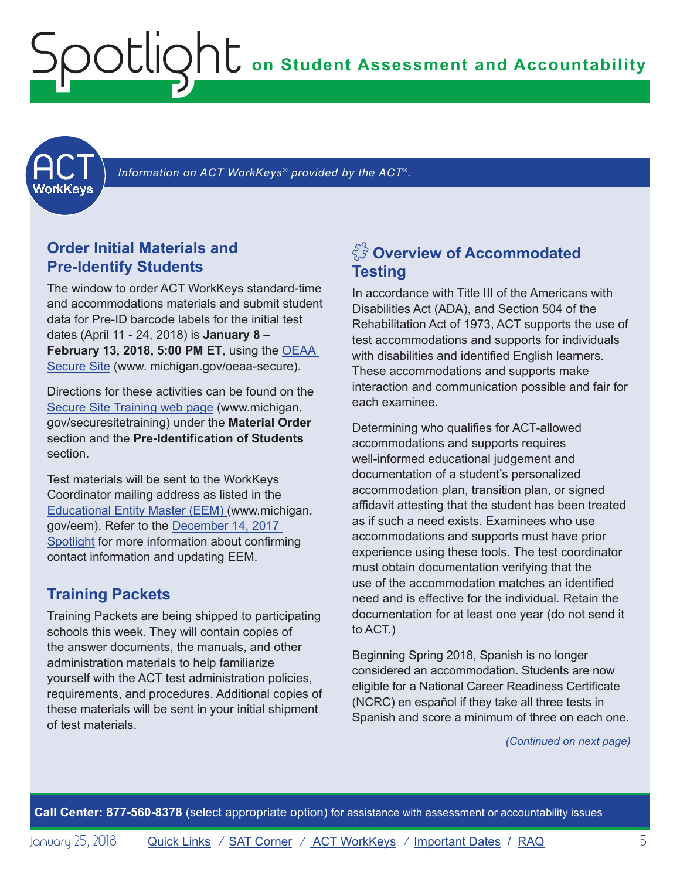*Information on ACT WorkKeys® provided by the ACT®.*

## Order Initial Materials and Pre-Identify Students

The window to order ACT WorkKeys standard-time and accommodations materials and submit student data for Pre-ID barcode labels for the initial test dates (April 11 - 24, 2018) is **January 8 – February 13, 2018, 5:00 PM ET**, using the OEAA Secure Site (www. michigan.gov/oeaa-secure).

Directions for these activities can be found on the Secure Site Training web page (www.michigan. gov/securesitetraining) under the **Material Order** section and the **Pre-Identification of Students** section.

Test materials will be sent to the WorkKeys Coordinator mailing address as listed in the Educational Entity Master (EEM) (www.michigan. gov/eem). Refer to the December 14, 2017 Spotlight for more information about confirming contact information and updating EEM.

## Training Packets

Training Packets are being shipped to participating schools this week. They will contain copies of the answer documents, the manuals, and other administration materials to help familiarize yourself with the ACT test administration policies, requirements, and procedures. Additional copies of these materials will be sent in your initial shipment of test materials.

## Overview of Accommodated Testing

In accordance with Title III of the Americans with Disabilities Act (ADA), and Section 504 of the Rehabilitation Act of 1973, ACT supports the use of test accommodations and supports for individuals with disabilities and identified English learners. These accommodations and supports make interaction and communication possible and fair for each examinee.

Determining who qualifies for ACT-allowed accommodations and supports requires well-informed educational judgement and documentation of a student's personalized accommodation plan, transition plan, or signed affidavit attesting that the student has been treated as if such a need exists. Examinees who use accommodations and supports must have prior experience using these tools. The test coordinator must obtain documentation verifying that the use of the accommodation matches an identified need and is effective for the individual. Retain the documentation for at least one year (do not send it to ACT.)

Beginning Spring 2018, Spanish is no longer considered an accommodation. Students are now eligible for a National Career Readiness Certificate (NCRC) en español if they take all three tests in Spanish and score a minimum of three on each one.

*(Continued on next page)*

**Call Center: 877-560-8378** (select appropriate option) for assistance with assessment or accountability issues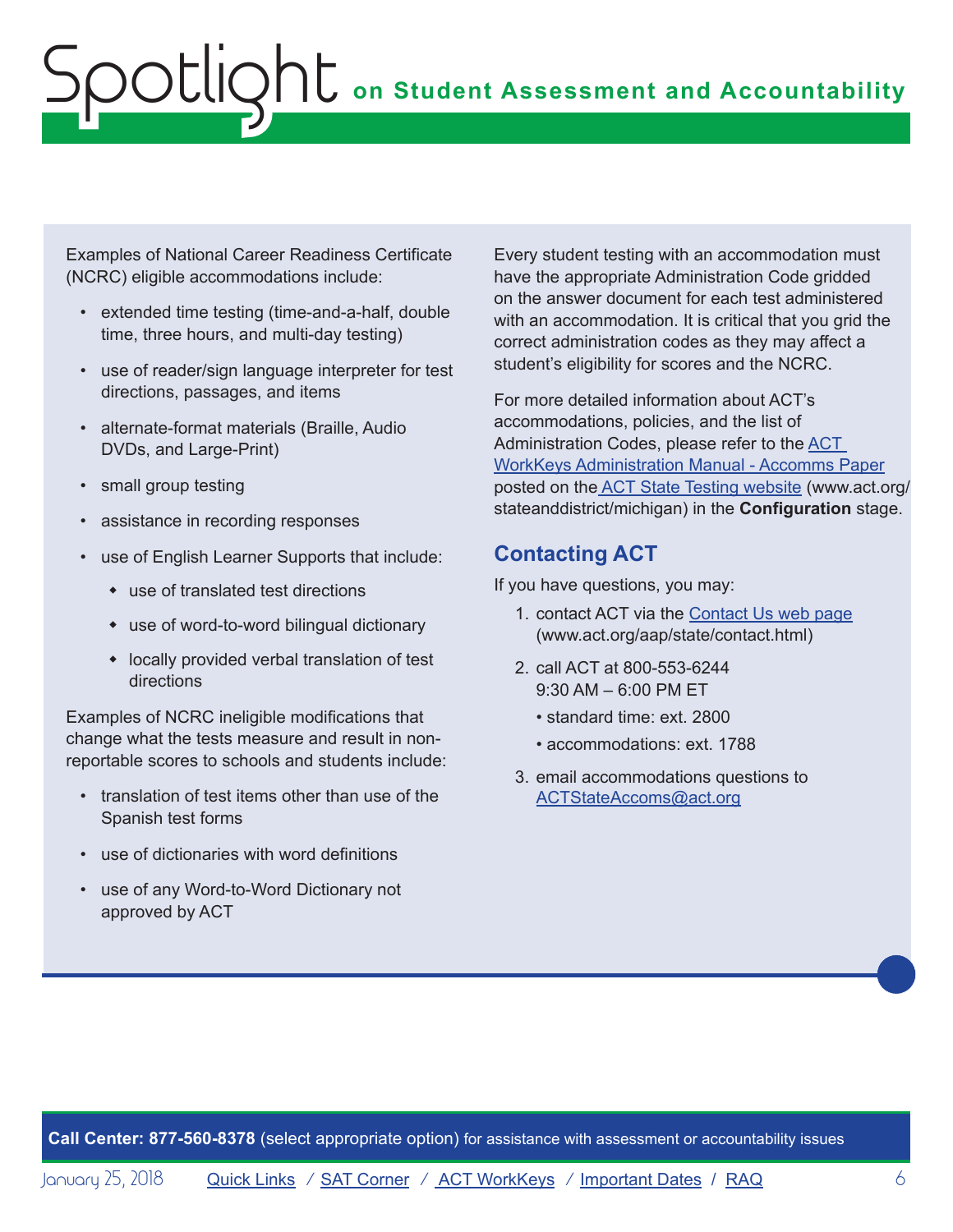Examples of National Career Readiness Certificate (NCRC) eligible accommodations include:

- extended time testing (time-and-a-half, double time, three hours, and multi-day testing)
- use of reader/sign language interpreter for test directions, passages, and items
- alternate-format materials (Braille, Audio DVDs, and Large-Print)
- small group testing
- assistance in recording responses
- use of English Learner Supports that include:
  - use of translated test directions
  - use of word-to-word bilingual dictionary
  - locally provided verbal translation of test directions

Examples of NCRC ineligible modifications that change what the tests measure and result in non-reportable scores to schools and students include:

- translation of test items other than use of the Spanish test forms
- use of dictionaries with word definitions
- use of any Word-to-Word Dictionary not approved by ACT

Every student testing with an accommodation must have the appropriate Administration Code gridded on the answer document for each test administered with an accommodation. It is critical that you grid the correct administration codes as they may affect a student's eligibility for scores and the NCRC.

For more detailed information about ACT's accommodations, policies, and the list of Administration Codes, please refer to the ACT WorkKeys Administration Manual - Accomms Paper posted on the ACT State Testing website (www.act.org/stateanddistrict/michigan) in the **Configuration** stage.

## Contacting ACT

If you have questions, you may:

1. contact ACT via the Contact Us web page (www.act.org/aap/state/contact.html)
2. call ACT at 800-553-6244 9:30 AM – 6:00 PM ET
   - standard time: ext. 2800
   - accommodations: ext. 1788
3. email accommodations questions to ACTStateAccoms@act.org

**Call Center: 877-560-8378** (select appropriate option) for assistance with assessment or accountability issues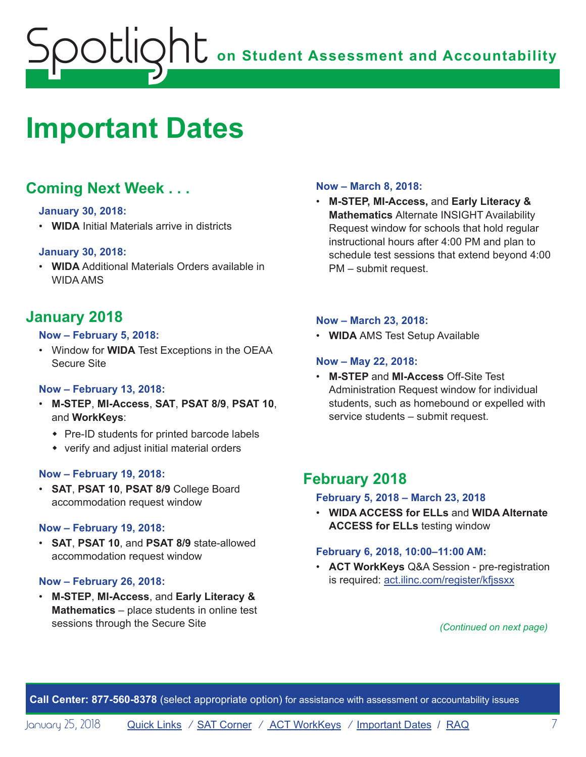# Important Dates

## Coming Next Week . . .

**January 30, 2018:**

- **WIDA** Initial Materials arrive in districts

**January 30, 2018:**

- **WIDA** Additional Materials Orders available in WIDA AMS

## January 2018

**Now – February 5, 2018:**

- Window for **WIDA** Test Exceptions in the OEAA Secure Site

**Now – February 13, 2018:**

- **M-STEP**, **MI-Access**, **SAT**, **PSAT 8/9**, **PSAT 10**, and **WorkKeys**:
  - Pre-ID students for printed barcode labels
  - verify and adjust initial material orders

**Now – February 19, 2018:**

- **SAT**, **PSAT 10**, **PSAT 8/9** College Board accommodation request window

**Now – February 19, 2018:**

- **SAT**, **PSAT 10**, and **PSAT 8/9** state-allowed accommodation request window

**Now – February 26, 2018:**

- **M-STEP**, **MI-Access**, and **Early Literacy & Mathematics** – place students in online test sessions through the Secure Site

**Now – March 8, 2018:**

- **M-STEP, MI-Access,** and **Early Literacy & Mathematics** Alternate INSIGHT Availability Request window for schools that hold regular instructional hours after 4:00 PM and plan to schedule test sessions that extend beyond 4:00 PM – submit request.

**Now – March 23, 2018:**

- **WIDA** AMS Test Setup Available

**Now – May 22, 2018:**

- **M-STEP** and **MI-Access** Off-Site Test Administration Request window for individual students, such as homebound or expelled with service students – submit request.

## February 2018

**February 5, 2018 – March 23, 2018**

- **WIDA ACCESS for ELLs** and **WIDA Alternate ACCESS for ELLs** testing window

**February 6, 2018, 10:00–11:00 AM:**

- **ACT WorkKeys** Q&A Session - pre-registration is required: [act.ilinc.com/register/kfjssxx](act.ilinc.com/register/kfjssxx)

*(Continued on next page)*

**Call Center: 877-560-8378** (select appropriate option) for assistance with assessment or accountability issues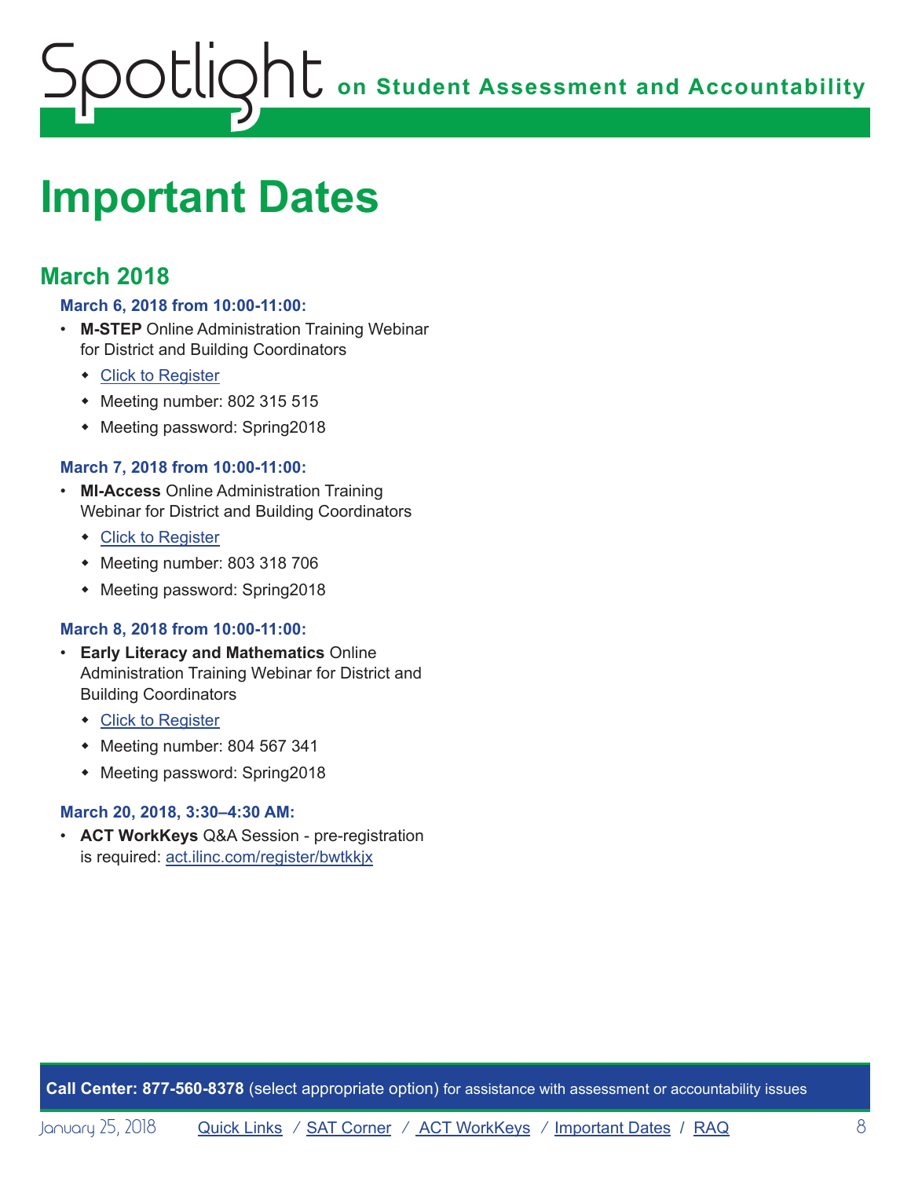# Important Dates

## March 2018

**March 6, 2018 from 10:00-11:00:**

- **M-STEP** Online Administration Training Webinar for District and Building Coordinators
  - Click to Register
  - Meeting number: 802 315 515
  - Meeting password: Spring2018

**March 7, 2018 from 10:00-11:00:**

- **MI-Access** Online Administration Training Webinar for District and Building Coordinators
  - Click to Register
  - Meeting number: 803 318 706
  - Meeting password: Spring2018

**March 8, 2018 from 10:00-11:00:**

- **Early Literacy and Mathematics** Online Administration Training Webinar for District and Building Coordinators
  - Click to Register
  - Meeting number: 804 567 341
  - Meeting password: Spring2018

**March 20, 2018, 3:30–4:30 AM:**

- **ACT WorkKeys** Q&A Session - pre-registration is required: act.ilinc.com/register/bwtkkjx

**Call Center: 877-560-8378** (select appropriate option) for assistance with assessment or accountability issues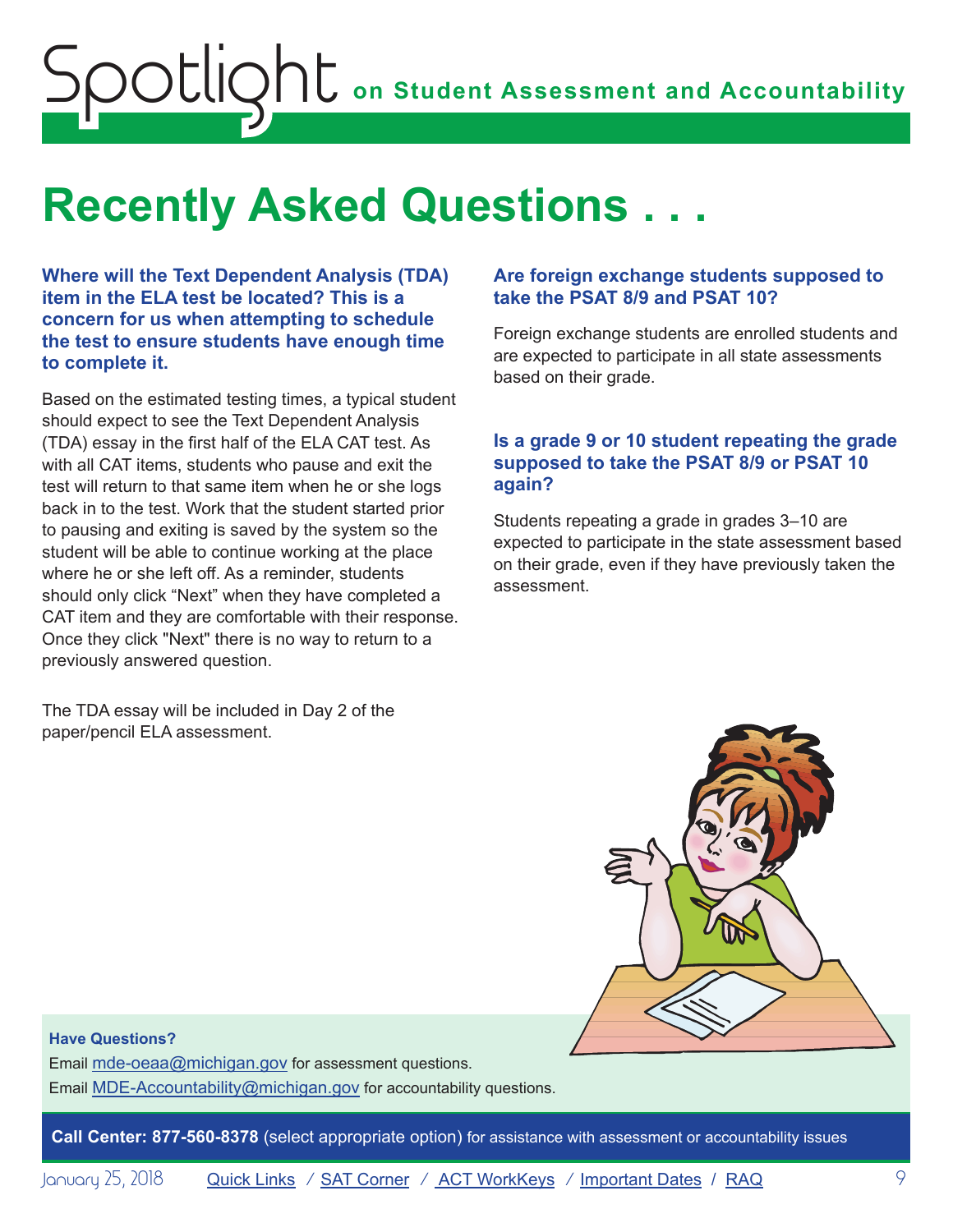# Recently Asked Questions . . .

**Where will the Text Dependent Analysis (TDA) item in the ELA test be located? This is a concern for us when attempting to schedule the test to ensure students have enough time to complete it.**

Based on the estimated testing times, a typical student should expect to see the Text Dependent Analysis (TDA) essay in the first half of the ELA CAT test. As with all CAT items, students who pause and exit the test will return to that same item when he or she logs back in to the test. Work that the student started prior to pausing and exiting is saved by the system so the student will be able to continue working at the place where he or she left off. As a reminder, students should only click "Next" when they have completed a CAT item and they are comfortable with their response. Once they click "Next" there is no way to return to a previously answered question.

The TDA essay will be included in Day 2 of the paper/pencil ELA assessment.

**Are foreign exchange students supposed to take the PSAT 8/9 and PSAT 10?**

Foreign exchange students are enrolled students and are expected to participate in all state assessments based on their grade.

**Is a grade 9 or 10 student repeating the grade supposed to take the PSAT 8/9 or PSAT 10 again?**

Students repeating a grade in grades 3–10 are expected to participate in the state assessment based on their grade, even if they have previously taken the assessment.

**Have Questions?**

Email mde-oeaa@michigan.gov for assessment questions.

Email MDE-Accountability@michigan.gov for accountability questions.

**Call Center: 877-560-8378** (select appropriate option) for assistance with assessment or accountability issues